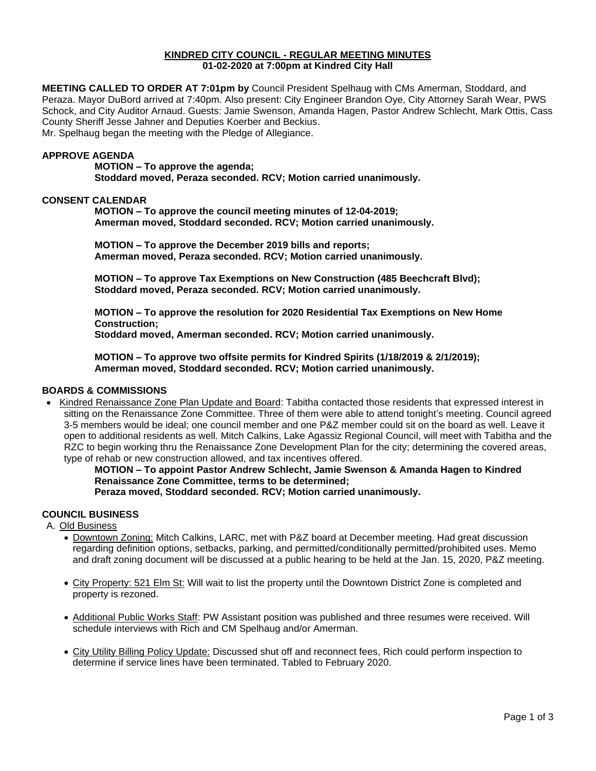**KINDRED CITY COUNCIL - REGULAR MEETING MINUTES**
**01-02-2020 at 7:00pm at Kindred City Hall**

**MEETING CALLED TO ORDER AT 7:01pm by** Council President Spelhaug with CMs Amerman, Stoddard, and Peraza. Mayor DuBord arrived at 7:40pm. Also present: City Engineer Brandon Oye, City Attorney Sarah Wear, PWS Schock, and City Auditor Arnaud. Guests: Jamie Swenson, Amanda Hagen, Pastor Andrew Schlecht, Mark Ottis, Cass County Sheriff Jesse Jahner and Deputies Koerber and Beckius.
Mr. Spelhaug began the meeting with the Pledge of Allegiance.

**APPROVE AGENDA**

**MOTION – To approve the agenda;**
**Stoddard moved, Peraza seconded. RCV; Motion carried unanimously.**

**CONSENT CALENDAR**

**MOTION – To approve the council meeting minutes of 12-04-2019;**
**Amerman moved, Stoddard seconded. RCV; Motion carried unanimously.**

**MOTION – To approve the December 2019 bills and reports;**
**Amerman moved, Peraza seconded. RCV; Motion carried unanimously.**

**MOTION – To approve Tax Exemptions on New Construction (485 Beechcraft Blvd);**
**Stoddard moved, Peraza seconded. RCV; Motion carried unanimously.**

**MOTION – To approve the resolution for 2020 Residential Tax Exemptions on New Home Construction;**
**Stoddard moved, Amerman seconded. RCV; Motion carried unanimously.**

**MOTION – To approve two offsite permits for Kindred Spirits (1/18/2019 & 2/1/2019);**
**Amerman moved, Stoddard seconded. RCV; Motion carried unanimously.**

**BOARDS & COMMISSIONS**

- Kindred Renaissance Zone Plan Update and Board: Tabitha contacted those residents that expressed interest in sitting on the Renaissance Zone Committee. Three of them were able to attend tonight's meeting. Council agreed 3-5 members would be ideal; one council member and one P&Z member could sit on the board as well. Leave it open to additional residents as well. Mitch Calkins, Lake Agassiz Regional Council, will meet with Tabitha and the RZC to begin working thru the Renaissance Zone Development Plan for the city; determining the covered areas, type of rehab or new construction allowed, and tax incentives offered.

  **MOTION – To appoint Pastor Andrew Schlecht, Jamie Swenson & Amanda Hagen to Kindred Renaissance Zone Committee, terms to be determined;**
  **Peraza moved, Stoddard seconded. RCV; Motion carried unanimously.**

**COUNCIL BUSINESS**

A. Old Business

- Downtown Zoning: Mitch Calkins, LARC, met with P&Z board at December meeting. Had great discussion regarding definition options, setbacks, parking, and permitted/conditionally permitted/prohibited uses. Memo and draft zoning document will be discussed at a public hearing to be held at the Jan. 15, 2020, P&Z meeting.
- City Property: 521 Elm St: Will wait to list the property until the Downtown District Zone is completed and property is rezoned.
- Additional Public Works Staff: PW Assistant position was published and three resumes were received. Will schedule interviews with Rich and CM Spelhaug and/or Amerman.
- City Utility Billing Policy Update: Discussed shut off and reconnect fees, Rich could perform inspection to determine if service lines have been terminated. Tabled to February 2020.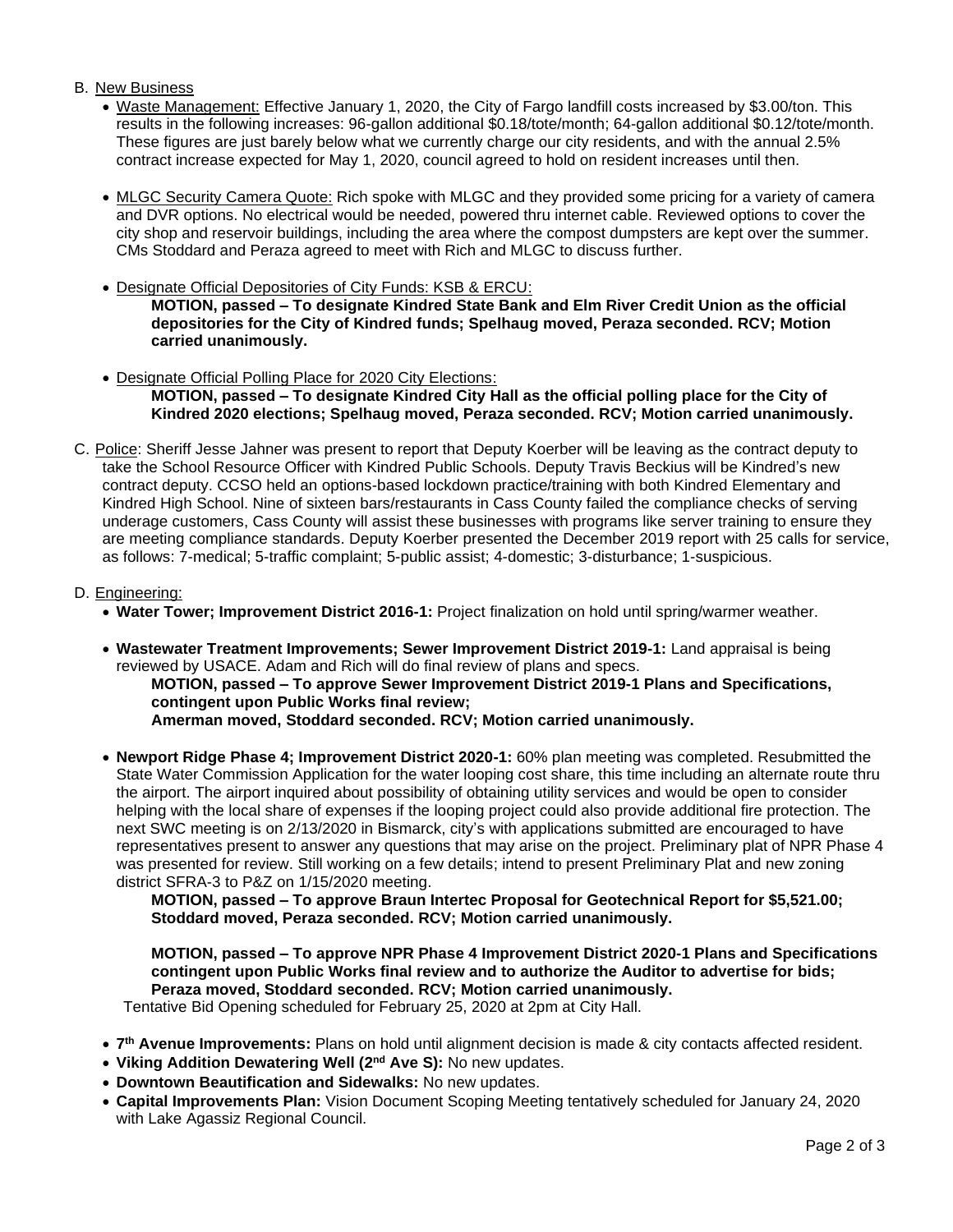B. New Business

- Waste Management: Effective January 1, 2020, the City of Fargo landfill costs increased by $3.00/ton. This results in the following increases: 96-gallon additional $0.18/tote/month; 64-gallon additional $0.12/tote/month. These figures are just barely below what we currently charge our city residents, and with the annual 2.5% contract increase expected for May 1, 2020, council agreed to hold on resident increases until then.

- MLGC Security Camera Quote: Rich spoke with MLGC and they provided some pricing for a variety of camera and DVR options. No electrical would be needed, powered thru internet cable. Reviewed options to cover the city shop and reservoir buildings, including the area where the compost dumpsters are kept over the summer. CMs Stoddard and Peraza agreed to meet with Rich and MLGC to discuss further.

- Designate Official Depositories of City Funds: KSB & ERCU:
  **MOTION, passed – To designate Kindred State Bank and Elm River Credit Union as the official depositories for the City of Kindred funds; Spelhaug moved, Peraza seconded. RCV; Motion carried unanimously.**

- Designate Official Polling Place for 2020 City Elections:
  **MOTION, passed – To designate Kindred City Hall as the official polling place for the City of Kindred 2020 elections; Spelhaug moved, Peraza seconded. RCV; Motion carried unanimously.**

C. Police: Sheriff Jesse Jahner was present to report that Deputy Koerber will be leaving as the contract deputy to take the School Resource Officer with Kindred Public Schools. Deputy Travis Beckius will be Kindred's new contract deputy. CCSO held an options-based lockdown practice/training with both Kindred Elementary and Kindred High School. Nine of sixteen bars/restaurants in Cass County failed the compliance checks of serving underage customers, Cass County will assist these businesses with programs like server training to ensure they are meeting compliance standards. Deputy Koerber presented the December 2019 report with 25 calls for service, as follows: 7-medical; 5-traffic complaint; 5-public assist; 4-domestic; 3-disturbance; 1-suspicious.

D. Engineering:

- **Water Tower; Improvement District 2016-1:** Project finalization on hold until spring/warmer weather.

- **Wastewater Treatment Improvements; Sewer Improvement District 2019-1:** Land appraisal is being reviewed by USACE. Adam and Rich will do final review of plans and specs.
  **MOTION, passed – To approve Sewer Improvement District 2019-1 Plans and Specifications, contingent upon Public Works final review;**
  **Amerman moved, Stoddard seconded. RCV; Motion carried unanimously.**

- **Newport Ridge Phase 4; Improvement District 2020-1:** 60% plan meeting was completed. Resubmitted the State Water Commission Application for the water looping cost share, this time including an alternate route thru the airport. The airport inquired about possibility of obtaining utility services and would be open to consider helping with the local share of expenses if the looping project could also provide additional fire protection. The next SWC meeting is on 2/13/2020 in Bismarck, city's with applications submitted are encouraged to have representatives present to answer any questions that may arise on the project. Preliminary plat of NPR Phase 4 was presented for review. Still working on a few details; intend to present Preliminary Plat and new zoning district SFRA-3 to P&Z on 1/15/2020 meeting.

  **MOTION, passed – To approve Braun Intertec Proposal for Geotechnical Report for $5,521.00; Stoddard moved, Peraza seconded. RCV; Motion carried unanimously.**

  **MOTION, passed – To approve NPR Phase 4 Improvement District 2020-1 Plans and Specifications contingent upon Public Works final review and to authorize the Auditor to advertise for bids; Peraza moved, Stoddard seconded. RCV; Motion carried unanimously.**

  Tentative Bid Opening scheduled for February 25, 2020 at 2pm at City Hall.

- **7th Avenue Improvements:** Plans on hold until alignment decision is made & city contacts affected resident.
- **Viking Addition Dewatering Well (2nd Ave S):** No new updates.
- **Downtown Beautification and Sidewalks:** No new updates.
- **Capital Improvements Plan:** Vision Document Scoping Meeting tentatively scheduled for January 24, 2020 with Lake Agassiz Regional Council.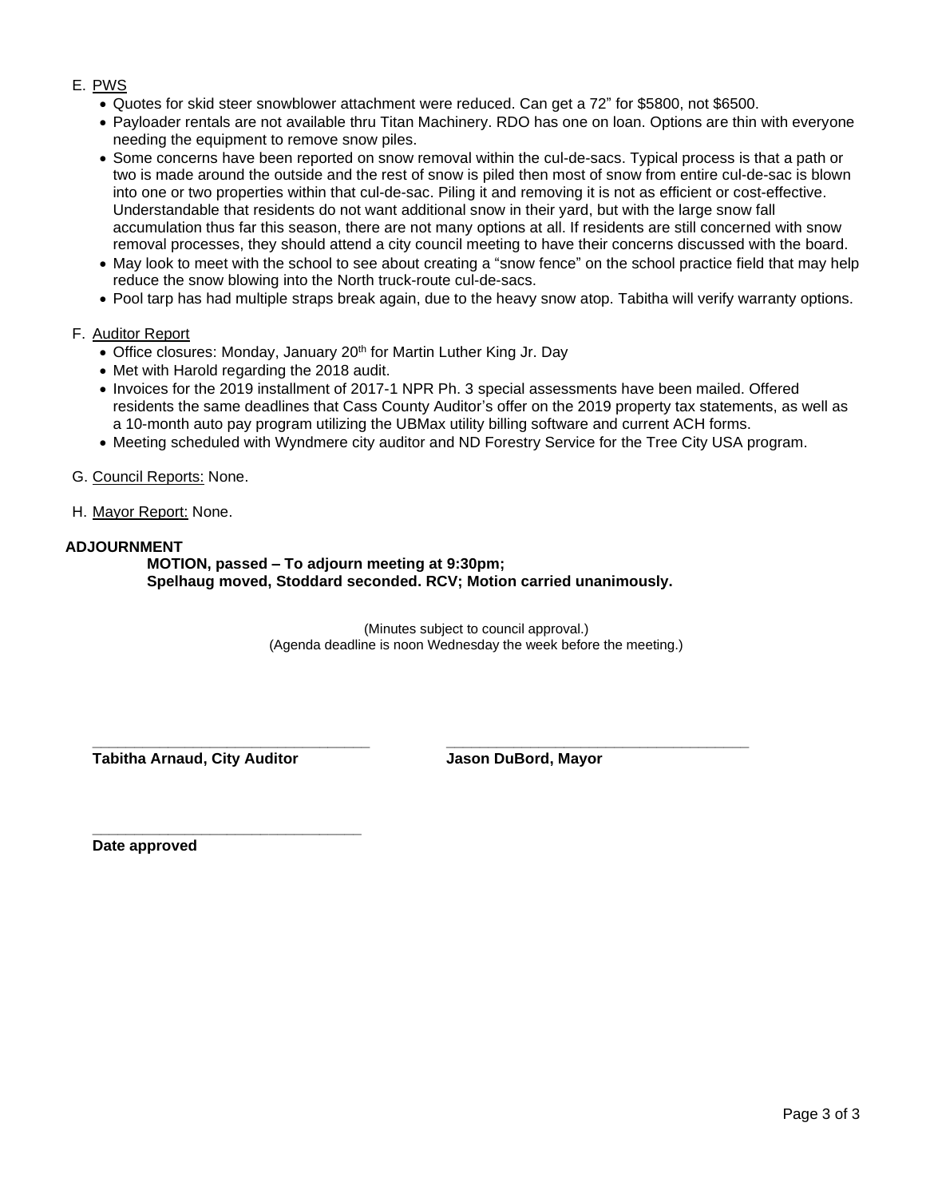E. PWS

- Quotes for skid steer snowblower attachment were reduced. Can get a 72" for $5800, not $6500.
- Payloader rentals are not available thru Titan Machinery. RDO has one on loan. Options are thin with everyone needing the equipment to remove snow piles.
- Some concerns have been reported on snow removal within the cul-de-sacs. Typical process is that a path or two is made around the outside and the rest of snow is piled then most of snow from entire cul-de-sac is blown into one or two properties within that cul-de-sac. Piling it and removing it is not as efficient or cost-effective. Understandable that residents do not want additional snow in their yard, but with the large snow fall accumulation thus far this season, there are not many options at all. If residents are still concerned with snow removal processes, they should attend a city council meeting to have their concerns discussed with the board.
- May look to meet with the school to see about creating a "snow fence" on the school practice field that may help reduce the snow blowing into the North truck-route cul-de-sacs.
- Pool tarp has had multiple straps break again, due to the heavy snow atop. Tabitha will verify warranty options.

F. Auditor Report

- Office closures: Monday, January 20th for Martin Luther King Jr. Day
- Met with Harold regarding the 2018 audit.
- Invoices for the 2019 installment of 2017-1 NPR Ph. 3 special assessments have been mailed. Offered residents the same deadlines that Cass County Auditor's offer on the 2019 property tax statements, as well as a 10-month auto pay program utilizing the UBMax utility billing software and current ACH forms.
- Meeting scheduled with Wyndmere city auditor and ND Forestry Service for the Tree City USA program.

G. Council Reports: None.

H. Mayor Report: None.

**ADJOURNMENT**

**MOTION, passed – To adjourn meeting at 9:30pm;**
**Spelhaug moved, Stoddard seconded. RCV; Motion carried unanimously.**

(Minutes subject to council approval.)
(Agenda deadline is noon Wednesday the week before the meeting.)

\_\_\_\_\_\_\_\_\_\_\_\_\_\_\_\_\_\_\_\_\_\_\_\_\_\_\_\_\_\_\_\_
**Tabitha Arnaud, City Auditor**

\_\_\_\_\_\_\_\_\_\_\_\_\_\_\_\_\_\_\_\_\_\_\_\_\_\_\_\_\_\_\_\_
**Jason DuBord, Mayor**

\_\_\_\_\_\_\_\_\_\_\_\_\_\_\_\_\_\_\_\_\_\_\_\_\_\_\_\_\_\_\_\_
**Date approved**